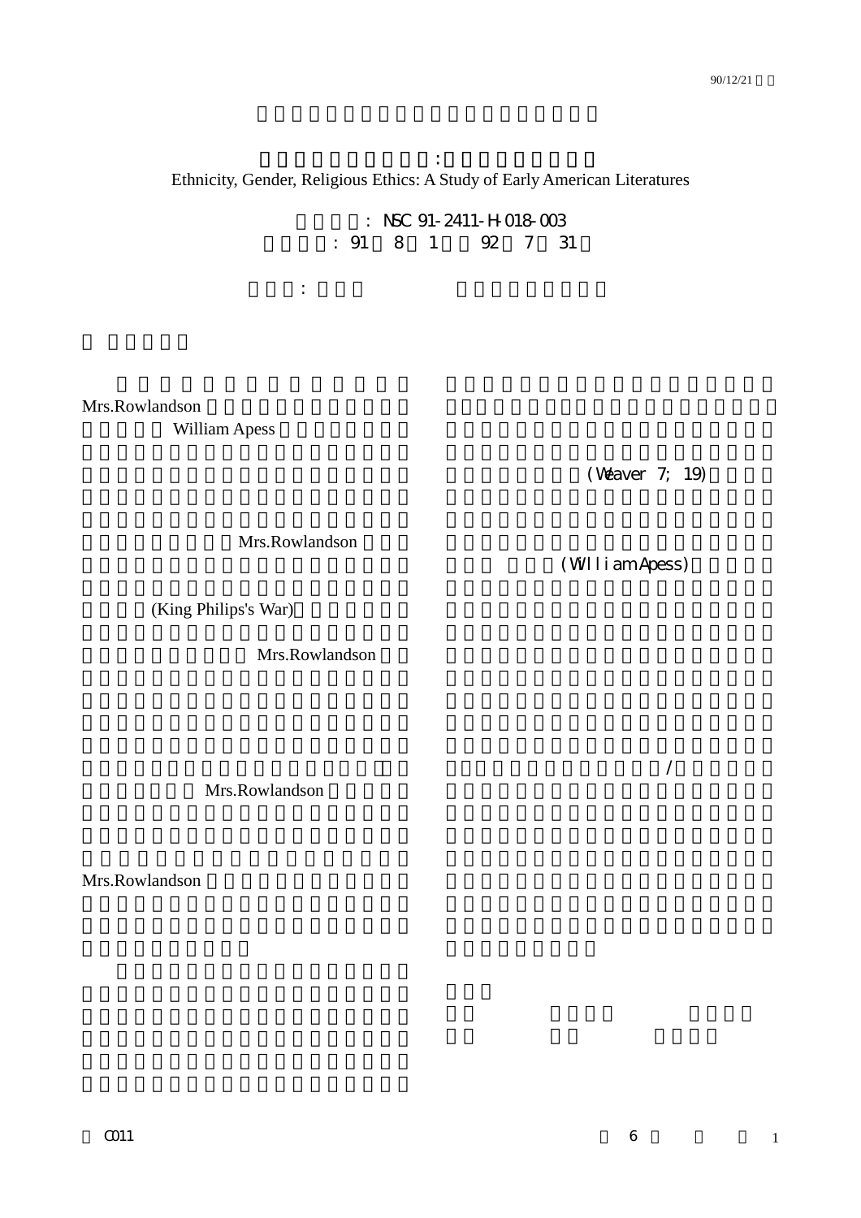Ethnicity, Gender, Religious Ethics: A Study of Early American Literatures

: NSC 91-2411-H-018-003

: 91 8 1 92 7 31

:

Mrs.Rowlandson

William Apess

Mrs.Rowlandson

(King Philips's War)

Mrs.Rowlandson

Mrs.Rowlandson

Mrs.Rowlandson

(Weaver 7; 19)

(William Apess)

/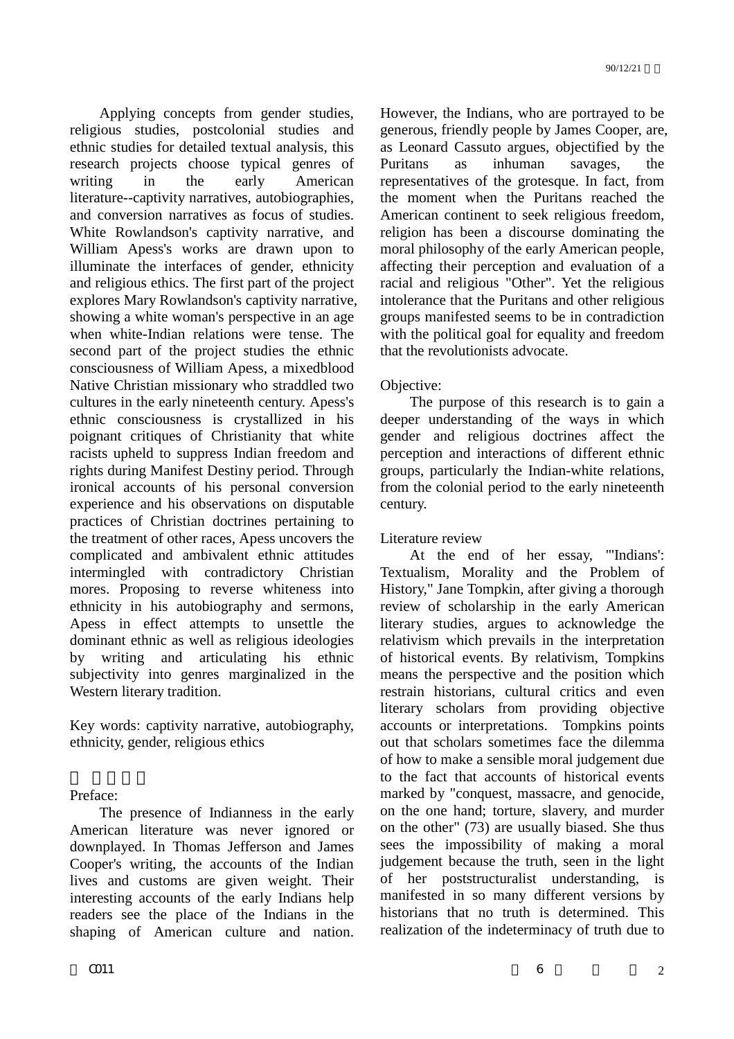Applying concepts from gender studies, religious studies, postcolonial studies and ethnic studies for detailed textual analysis, this research projects choose typical genres of writing in the early American literature--captivity narratives, autobiographies, and conversion narratives as focus of studies. White Rowlandson's captivity narrative, and William Apess's works are drawn upon to illuminate the interfaces of gender, ethnicity and religious ethics. The first part of the project explores Mary Rowlandson's captivity narrative, showing a white woman's perspective in an age when white-Indian relations were tense. The second part of the project studies the ethnic consciousness of William Apess, a mixedblood Native Christian missionary who straddled two cultures in the early nineteenth century. Apess's ethnic consciousness is crystallized in his poignant critiques of Christianity that white racists upheld to suppress Indian freedom and rights during Manifest Destiny period. Through ironical accounts of his personal conversion experience and his observations on disputable practices of Christian doctrines pertaining to the treatment of other races, Apess uncovers the complicated and ambivalent ethnic attitudes intermingled with contradictory Christian mores. Proposing to reverse whiteness into ethnicity in his autobiography and sermons, Apess in effect attempts to unsettle the dominant ethnic as well as religious ideologies by writing and articulating his ethnic subjectivity into genres marginalized in the Western literary tradition.

Key words: captivity narrative, autobiography, ethnicity, gender, religious ethics

Preface:

The presence of Indianness in the early American literature was never ignored or downplayed. In Thomas Jefferson and James Cooper's writing, the accounts of the Indian lives and customs are given weight. Their interesting accounts of the early Indians help readers see the place of the Indians in the shaping of American culture and nation. However, the Indians, who are portrayed to be generous, friendly people by James Cooper, are, as Leonard Cassuto argues, objectified by the Puritans as inhuman savages, the representatives of the grotesque. In fact, from the moment when the Puritans reached the American continent to seek religious freedom, religion has been a discourse dominating the moral philosophy of the early American people, affecting their perception and evaluation of a racial and religious "Other". Yet the religious intolerance that the Puritans and other religious groups manifested seems to be in contradiction with the political goal for equality and freedom that the revolutionists advocate.

Objective:

The purpose of this research is to gain a deeper understanding of the ways in which gender and religious doctrines affect the perception and interactions of different ethnic groups, particularly the Indian-white relations, from the colonial period to the early nineteenth century.

Literature review

At the end of her essay, "'Indians': Textualism, Morality and the Problem of History," Jane Tompkin, after giving a thorough review of scholarship in the early American literary studies, argues to acknowledge the relativism which prevails in the interpretation of historical events. By relativism, Tompkins means the perspective and the position which restrain historians, cultural critics and even literary scholars from providing objective accounts or interpretations. Tompkins points out that scholars sometimes face the dilemma of how to make a sensible moral judgement due to the fact that accounts of historical events marked by "conquest, massacre, and genocide, on the one hand; torture, slavery, and murder on the other" (73) are usually biased. She thus sees the impossibility of making a moral judgement because the truth, seen in the light of her poststructuralist understanding, is manifested in so many different versions by historians that no truth is determined. This realization of the indeterminacy of truth due to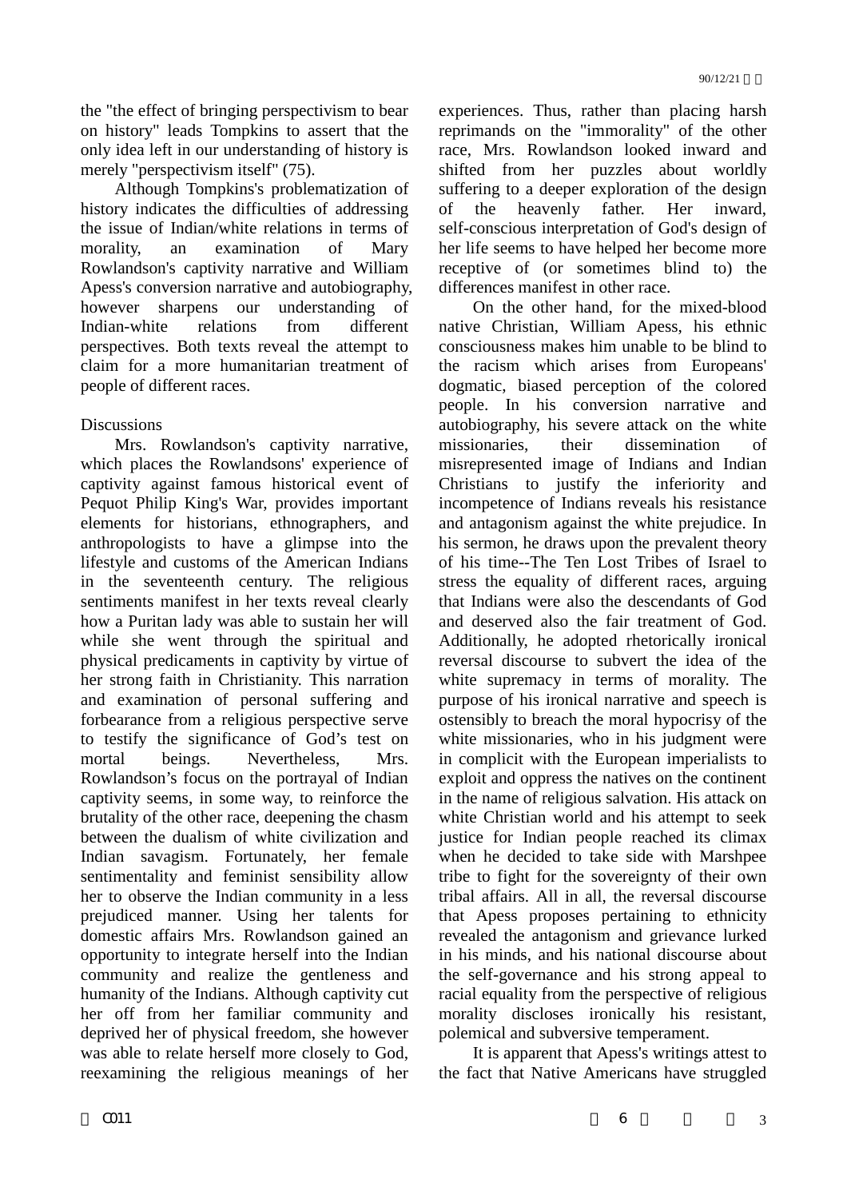the "the effect of bringing perspectivism to bear on history" leads Tompkins to assert that the only idea left in our understanding of history is merely "perspectivism itself" (75).

Although Tompkins's problematization of history indicates the difficulties of addressing the issue of Indian/white relations in terms of morality, an examination of Mary Rowlandson's captivity narrative and William Apess's conversion narrative and autobiography, however sharpens our understanding of Indian-white relations from different perspectives. Both texts reveal the attempt to claim for a more humanitarian treatment of people of different races.

## Discussions

Mrs. Rowlandson's captivity narrative, which places the Rowlandsons' experience of captivity against famous historical event of Pequot Philip King's War, provides important elements for historians, ethnographers, and anthropologists to have a glimpse into the lifestyle and customs of the American Indians in the seventeenth century. The religious sentiments manifest in her texts reveal clearly how a Puritan lady was able to sustain her will while she went through the spiritual and physical predicaments in captivity by virtue of her strong faith in Christianity. This narration and examination of personal suffering and forbearance from a religious perspective serve to testify the significance of God's test on mortal beings. Nevertheless, Mrs. Rowlandson's focus on the portrayal of Indian captivity seems, in some way, to reinforce the brutality of the other race, deepening the chasm between the dualism of white civilization and Indian savagism. Fortunately, her female sentimentality and feminist sensibility allow her to observe the Indian community in a less prejudiced manner. Using her talents for domestic affairs Mrs. Rowlandson gained an opportunity to integrate herself into the Indian community and realize the gentleness and humanity of the Indians. Although captivity cut her off from her familiar community and deprived her of physical freedom, she however was able to relate herself more closely to God, reexamining the religious meanings of her experiences. Thus, rather than placing harsh reprimands on the "immorality" of the other race, Mrs. Rowlandson looked inward and shifted from her puzzles about worldly suffering to a deeper exploration of the design of the heavenly father. Her inward, self-conscious interpretation of God's design of her life seems to have helped her become more receptive of (or sometimes blind to) the differences manifest in other race.

On the other hand, for the mixed-blood native Christian, William Apess, his ethnic consciousness makes him unable to be blind to the racism which arises from Europeans' dogmatic, biased perception of the colored people. In his conversion narrative and autobiography, his severe attack on the white missionaries, their dissemination of misrepresented image of Indians and Indian Christians to justify the inferiority and incompetence of Indians reveals his resistance and antagonism against the white prejudice. In his sermon, he draws upon the prevalent theory of his time--The Ten Lost Tribes of Israel to stress the equality of different races, arguing that Indians were also the descendants of God and deserved also the fair treatment of God. Additionally, he adopted rhetorically ironical reversal discourse to subvert the idea of the white supremacy in terms of morality. The purpose of his ironical narrative and speech is ostensibly to breach the moral hypocrisy of the white missionaries, who in his judgment were in complicit with the European imperialists to exploit and oppress the natives on the continent in the name of religious salvation. His attack on white Christian world and his attempt to seek justice for Indian people reached its climax when he decided to take side with Marshpee tribe to fight for the sovereignty of their own tribal affairs. All in all, the reversal discourse that Apess proposes pertaining to ethnicity revealed the antagonism and grievance lurked in his minds, and his national discourse about the self-governance and his strong appeal to racial equality from the perspective of religious morality discloses ironically his resistant, polemical and subversive temperament.

It is apparent that Apess's writings attest to the fact that Native Americans have struggled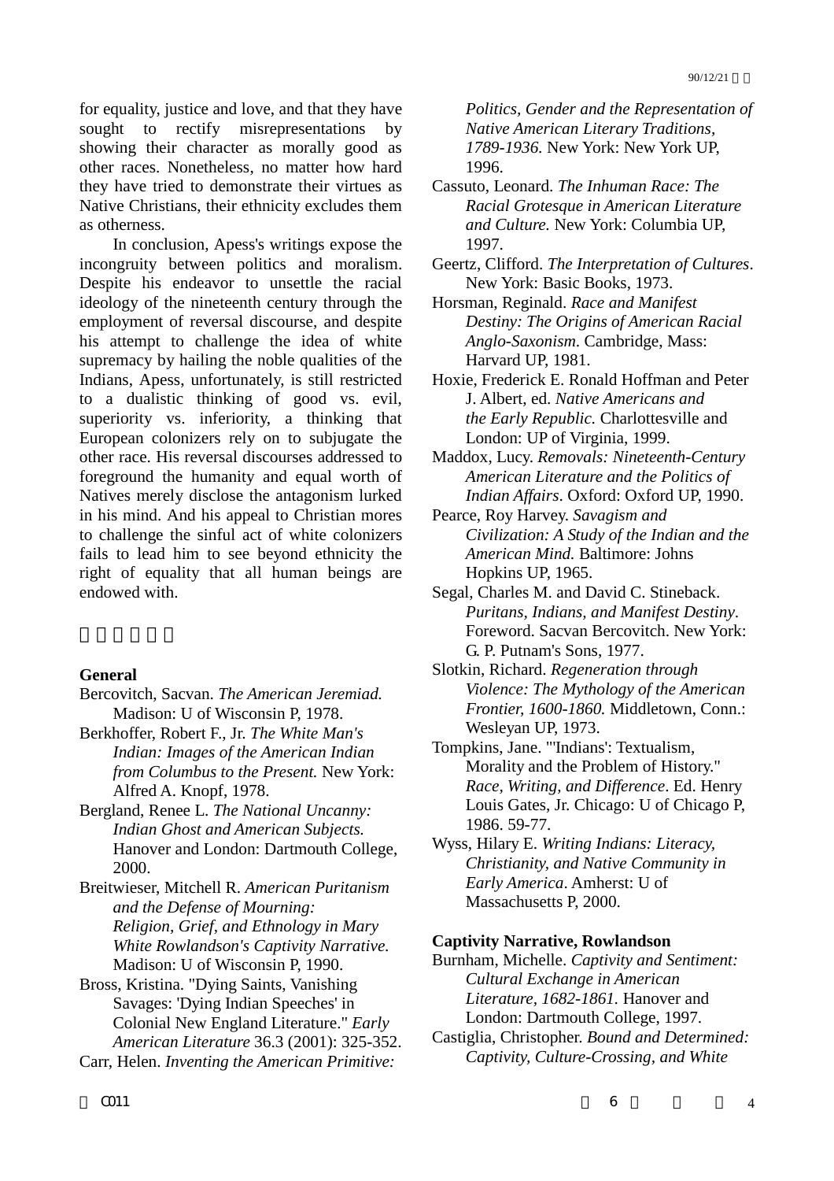for equality, justice and love, and that they have sought to rectify misrepresentations by showing their character as morally good as other races. Nonetheless, no matter how hard they have tried to demonstrate their virtues as Native Christians, their ethnicity excludes them as otherness.

In conclusion, Apess's writings expose the incongruity between politics and moralism. Despite his endeavor to unsettle the racial ideology of the nineteenth century through the employment of reversal discourse, and despite his attempt to challenge the idea of white supremacy by hailing the noble qualities of the Indians, Apess, unfortunately, is still restricted to a dualistic thinking of good vs. evil, superiority vs. inferiority, a thinking that European colonizers rely on to subjugate the other race. His reversal discourses addressed to foreground the humanity and equal worth of Natives merely disclose the antagonism lurked in his mind. And his appeal to Christian mores to challenge the sinful act of white colonizers fails to lead him to see beyond ethnicity the right of equality that all human beings are endowed with.

**General**

Bercovitch, Sacvan. *The American Jeremiad.* Madison: U of Wisconsin P, 1978.

Berkhoffer, Robert F., Jr. *The White Man's Indian: Images of the American Indian from Columbus to the Present.* New York: Alfred A. Knopf, 1978.

Bergland, Renee L. *The National Uncanny: Indian Ghost and American Subjects.* Hanover and London: Dartmouth College, 2000.

Breitwieser, Mitchell R. *American Puritanism and the Defense of Mourning: Religion, Grief, and Ethnology in Mary White Rowlandson's Captivity Narrative.* Madison: U of Wisconsin P, 1990.

Bross, Kristina. "Dying Saints, Vanishing Savages: 'Dying Indian Speeches' in Colonial New England Literature." *Early American Literature* 36.3 (2001): 325-352.

Carr, Helen. *Inventing the American Primitive: Politics, Gender and the Representation of Native American Literary Traditions, 1789-1936.* New York: New York UP, 1996.

Cassuto, Leonard. *The Inhuman Race: The Racial Grotesque in American Literature and Culture.* New York: Columbia UP, 1997.

Geertz, Clifford. *The Interpretation of Cultures*. New York: Basic Books, 1973.

Horsman, Reginald. *Race and Manifest Destiny: The Origins of American Racial Anglo-Saxonism.* Cambridge, Mass: Harvard UP, 1981.

Hoxie, Frederick E. Ronald Hoffman and Peter J. Albert, ed. *Native Americans and the Early Republic.* Charlottesville and London: UP of Virginia, 1999.

Maddox, Lucy. *Removals: Nineteenth-Century American Literature and the Politics of Indian Affairs*. Oxford: Oxford UP, 1990.

Pearce, Roy Harvey. *Savagism and Civilization: A Study of the Indian and the American Mind.* Baltimore: Johns Hopkins UP, 1965.

Segal, Charles M. and David C. Stineback. *Puritans, Indians, and Manifest Destiny*. Foreword. Sacvan Bercovitch. New York: G. P. Putnam's Sons, 1977.

Slotkin, Richard. *Regeneration through Violence: The Mythology of the American Frontier, 1600-1860.* Middletown, Conn.: Wesleyan UP, 1973.

Tompkins, Jane. "'Indians': Textualism, Morality and the Problem of History." *Race, Writing, and Difference*. Ed. Henry Louis Gates, Jr. Chicago: U of Chicago P, 1986. 59-77.

Wyss, Hilary E. *Writing Indians: Literacy, Christianity, and Native Community in Early America*. Amherst: U of Massachusetts P, 2000.

**Captivity Narrative, Rowlandson**

Burnham, Michelle. *Captivity and Sentiment: Cultural Exchange in American Literature, 1682-1861.* Hanover and London: Dartmouth College, 1997.

Castiglia, Christopher. *Bound and Determined: Captivity, Culture-Crossing, and White*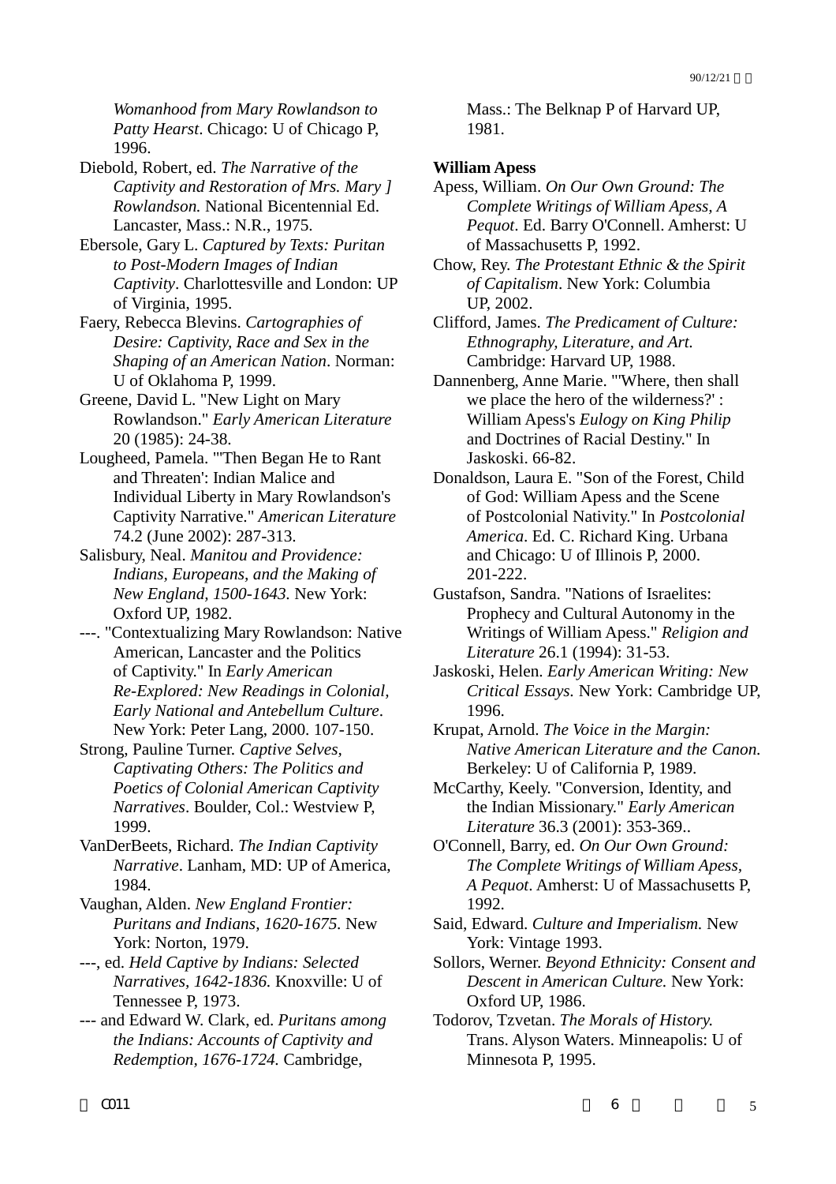*Womanhood from Mary Rowlandson to Patty Hearst*. Chicago: U of Chicago P, 1996.

Diebold, Robert, ed. *The Narrative of the Captivity and Restoration of Mrs. Mary ] Rowlandson.* National Bicentennial Ed. Lancaster, Mass.: N.R., 1975.

Ebersole, Gary L. *Captured by Texts: Puritan to Post-Modern Images of Indian Captivity*. Charlottesville and London: UP of Virginia, 1995.

Faery, Rebecca Blevins. *Cartographies of Desire: Captivity, Race and Sex in the Shaping of an American Nation*. Norman: U of Oklahoma P, 1999.

Greene, David L. "New Light on Mary Rowlandson." *Early American Literature* 20 (1985): 24-38.

Lougheed, Pamela. "'Then Began He to Rant and Threaten': Indian Malice and Individual Liberty in Mary Rowlandson's Captivity Narrative." *American Literature* 74.2 (June 2002): 287-313.

Salisbury, Neal. *Manitou and Providence: Indians, Europeans, and the Making of New England, 1500-1643.* New York: Oxford UP, 1982.

---. "Contextualizing Mary Rowlandson: Native American, Lancaster and the Politics of Captivity." In *Early American Re-Explored: New Readings in Colonial, Early National and Antebellum Culture*. New York: Peter Lang, 2000. 107-150.

Strong, Pauline Turner. *Captive Selves, Captivating Others: The Politics and Poetics of Colonial American Captivity Narratives*. Boulder, Col.: Westview P, 1999.

VanDerBeets, Richard. *The Indian Captivity Narrative*. Lanham, MD: UP of America, 1984.

Vaughan, Alden. *New England Frontier: Puritans and Indians, 1620-1675.* New York: Norton, 1979.

---, ed. *Held Captive by Indians: Selected Narratives, 1642-1836.* Knoxville: U of Tennessee P, 1973.

--- and Edward W. Clark, ed. *Puritans among the Indians: Accounts of Captivity and Redemption, 1676-1724.* Cambridge, Mass.: The Belknap P of Harvard UP, 1981.

**William Apess**

Apess, William. *On Our Own Ground: The Complete Writings of William Apess, A Pequot*. Ed. Barry O'Connell. Amherst: U of Massachusetts P, 1992.

Chow, Rey. *The Protestant Ethnic & the Spirit of Capitalism*. New York: Columbia UP, 2002.

Clifford, James. *The Predicament of Culture: Ethnography, Literature, and Art.* Cambridge: Harvard UP, 1988.

Dannenberg, Anne Marie. "'Where, then shall we place the hero of the wilderness?' : William Apess's *Eulogy on King Philip* and Doctrines of Racial Destiny." In Jaskoski. 66-82.

Donaldson, Laura E. "Son of the Forest, Child of God: William Apess and the Scene of Postcolonial Nativity." In *Postcolonial America*. Ed. C. Richard King. Urbana and Chicago: U of Illinois P, 2000. 201-222.

Gustafson, Sandra. "Nations of Israelites: Prophecy and Cultural Autonomy in the Writings of William Apess." *Religion and Literature* 26.1 (1994): 31-53.

Jaskoski, Helen. *Early American Writing: New Critical Essays.* New York: Cambridge UP, 1996.

Krupat, Arnold. *The Voice in the Margin: Native American Literature and the Canon.* Berkeley: U of California P, 1989.

McCarthy, Keely. "Conversion, Identity, and the Indian Missionary." *Early American Literature* 36.3 (2001): 353-369..

O'Connell, Barry, ed. *On Our Own Ground: The Complete Writings of William Apess, A Pequot*. Amherst: U of Massachusetts P, 1992.

Said, Edward. *Culture and Imperialism.* New York: Vintage 1993.

Sollors, Werner. *Beyond Ethnicity: Consent and Descent in American Culture.* New York: Oxford UP, 1986.

Todorov, Tzvetan. *The Morals of History.* Trans. Alyson Waters. Minneapolis: U of Minnesota P, 1995.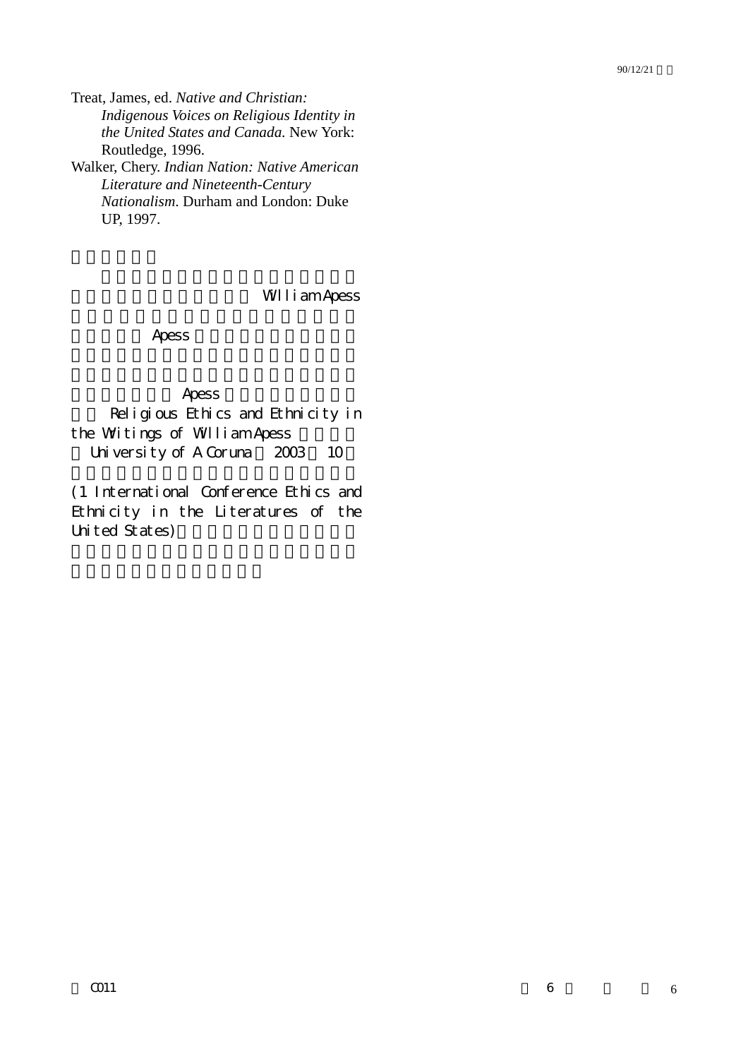Treat, James, ed. *Native and Christian: Indigenous Voices on Religious Identity in the United States and Canada*. New York: Routledge, 1996.

Walker, Chery. *Indian Nation: Native American Literature and Nineteenth-Century Nationalism*. Durham and London: Duke UP, 1997.

William Apess

Apess

Apess

Religious Ethics and Ethnicity in the Writings of William Apess

University of A Coruna 2003 10

(1 International Conference Ethics and Ethnicity in the Literatures of the United States)